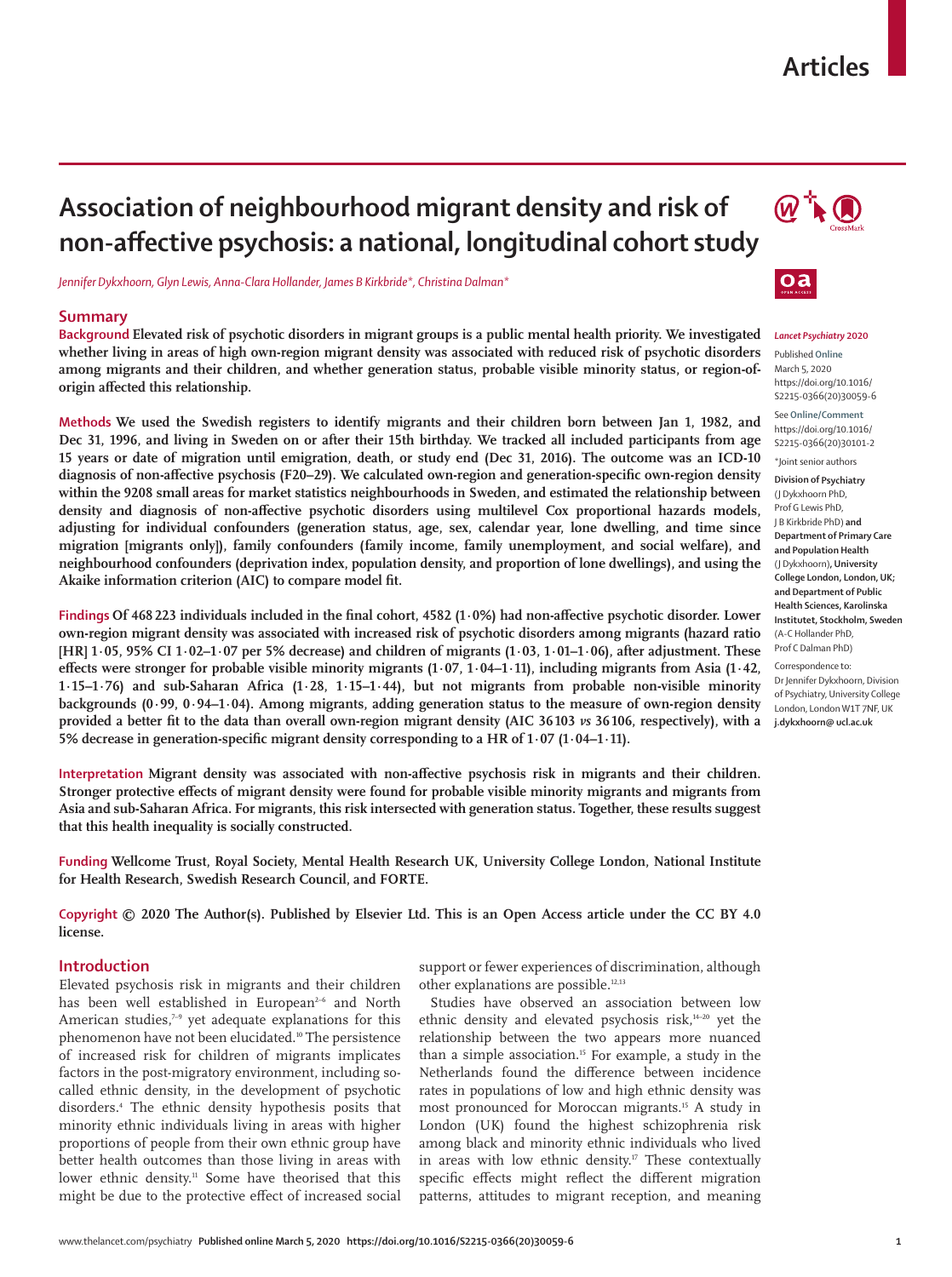# Association of neighbourhood migrant density and risk of non-affective psychosis: a national, longitudinal cohort study

*Jennifer Dykxhoorn, Glyn Lewis, Anna-Clara Hollander, James B Kirkbride\*, Christina Dalman\**

## Summary

**Background** Elevated risk of psychotic disorders in migrant groups is a public mental health priority. We investigated whether living in areas of high own-region migrant density was associated with reduced risk of psychotic disorders among migrants and their children, and whether generation status, probable visible minority status, or region-of-origin affected this relationship.

**Methods** We used the Swedish registers to identify migrants and their children born between Jan 1, 1982, and Dec 31, 1996, and living in Sweden on or after their 15th birthday. We tracked all included participants from age 15 years or date of migration until emigration, death, or study end (Dec 31, 2016). The outcome was an ICD-10 diagnosis of non-affective psychosis (F20–29). We calculated own-region and generation-specific own-region density within the 9208 small areas for market statistics neighbourhoods in Sweden, and estimated the relationship between density and diagnosis of non-affective psychotic disorders using multilevel Cox proportional hazards models, adjusting for individual confounders (generation status, age, sex, calendar year, lone dwelling, and time since migration [migrants only]), family confounders (family income, family unemployment, and social welfare), and neighbourhood confounders (deprivation index, population density, and proportion of lone dwellings), and using the Akaike information criterion (AIC) to compare model fit.

**Findings** Of 468 223 individuals included in the final cohort, 4582 (1·0%) had non-affective psychotic disorder. Lower own-region migrant density was associated with increased risk of psychotic disorders among migrants (hazard ratio [HR] 1·05, 95% CI 1·02–1·07 per 5% decrease) and children of migrants (1·03, 1·01–1·06), after adjustment. These effects were stronger for probable visible minority migrants (1·07, 1·04–1·11), including migrants from Asia (1·42, 1·15–1·76) and sub-Saharan Africa (1·28, 1·15–1·44), but not migrants from probable non-visible minority backgrounds (0·99, 0·94–1·04). Among migrants, adding generation status to the measure of own-region density provided a better fit to the data than overall own-region migrant density (AIC 36 103 *vs* 36 106, respectively), with a 5% decrease in generation-specific migrant density corresponding to a HR of 1·07 (1·04–1·11).

**Interpretation** Migrant density was associated with non-affective psychosis risk in migrants and their children. Stronger protective effects of migrant density were found for probable visible minority migrants and migrants from Asia and sub-Saharan Africa. For migrants, this risk intersected with generation status. Together, these results suggest that this health inequality is socially constructed.

**Funding** Wellcome Trust, Royal Society, Mental Health Research UK, University College London, National Institute for Health Research, Swedish Research Council, and FORTE.

**Copyright** © 2020 The Author(s). Published by Elsevier Ltd. This is an Open Access article under the CC BY 4.0 license.

*Lancet Psychiatry* 2020

Published Online March 5, 2020 https://doi.org/10.1016/S2215-0366(20)30059-6

See Online/Comment https://doi.org/10.1016/S2215-0366(20)30101-2

\*Joint senior authors

**Division of Psychiatry** (J Dykxhoorn PhD, Prof G Lewis PhD, J B Kirkbride PhD) **and Department of Primary Care and Population Health** (J Dykxhoorn), **University College London, London, UK; and Department of Public Health Sciences, Karolinska Institutet, Stockholm, Sweden** (A-C Hollander PhD, Prof C Dalman PhD)

Correspondence to: Dr Jennifer Dykxhoorn, Division of Psychiatry, University College London, London W1T 7NF, UK **j.dykxhoorn@ucl.ac.uk**

## Introduction

Elevated psychosis risk in migrants and their children has been well established in European[2–6] and North American studies,[7–9] yet adequate explanations for this phenomenon have not been elucidated.[10] The persistence of increased risk for children of migrants implicates factors in the post-migratory environment, including so-called ethnic density, in the development of psychotic disorders.[4] The ethnic density hypothesis posits that minority ethnic individuals living in areas with higher proportions of people from their own ethnic group have better health outcomes than those living in areas with lower ethnic density.[11] Some have theorised that this might be due to the protective effect of increased social support or fewer experiences of discrimination, although other explanations are possible.[12,13]

Studies have observed an association between low ethnic density and elevated psychosis risk,[14–20] yet the relationship between the two appears more nuanced than a simple association.[15] For example, a study in the Netherlands found the difference between incidence rates in populations of low and high ethnic density was most pronounced for Moroccan migrants.[15] A study in London (UK) found the highest schizophrenia risk among black and minority ethnic individuals who lived in areas with low ethnic density.[17] These contextually specific effects might reflect the different migration patterns, attitudes to migrant reception, and meaning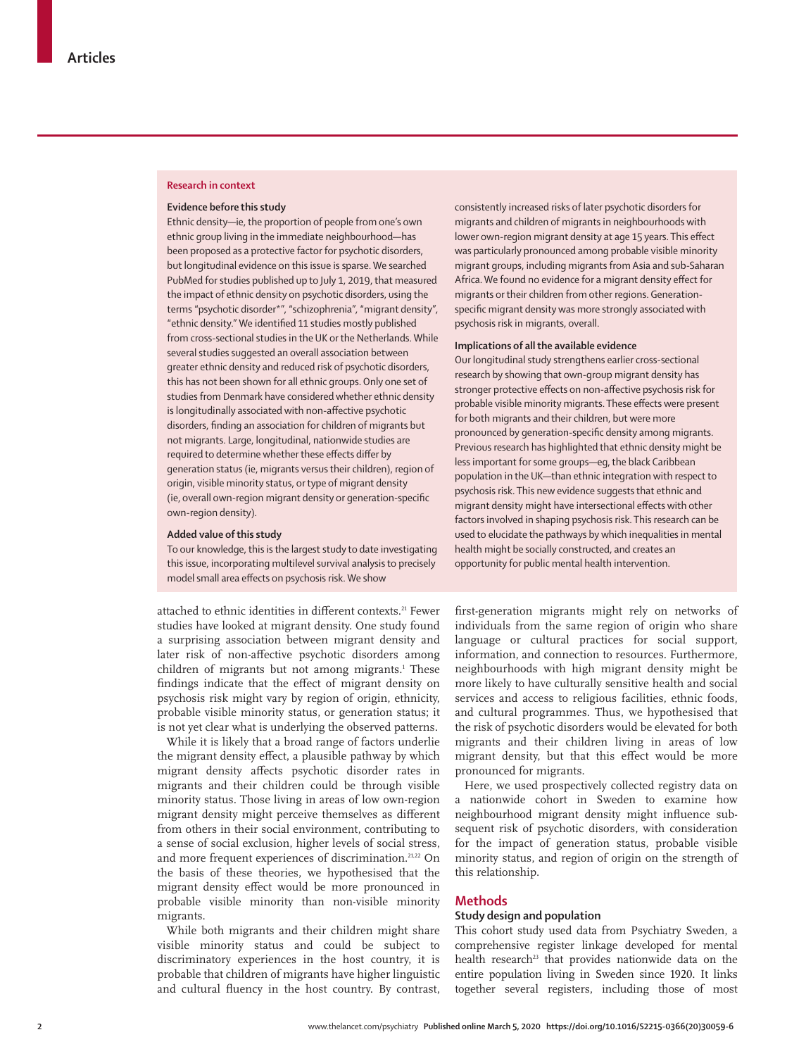## Research in context

### Evidence before this study

Ethnic density—ie, the proportion of people from one's own ethnic group living in the immediate neighbourhood—has been proposed as a protective factor for psychotic disorders, but longitudinal evidence on this issue is sparse. We searched PubMed for studies published up to July 1, 2019, that measured the impact of ethnic density on psychotic disorders, using the terms "psychotic disorder*", "schizophrenia", "migrant density", "ethnic density." We identified 11 studies mostly published from cross-sectional studies in the UK or the Netherlands. While several studies suggested an overall association between greater ethnic density and reduced risk of psychotic disorders, this has not been shown for all ethnic groups. Only one set of studies from Denmark have considered whether ethnic density is longitudinally associated with non-affective psychotic disorders, finding an association for children of migrants but not migrants. Large, longitudinal, nationwide studies are required to determine whether these effects differ by generation status (ie, migrants versus their children), region of origin, visible minority status, or type of migrant density (ie, overall own-region migrant density or generation-specific own-region density).

### Added value of this study

To our knowledge, this is the largest study to date investigating this issue, incorporating multilevel survival analysis to precisely model small area effects on psychosis risk. We show consistently increased risks of later psychotic disorders for migrants and children of migrants in neighbourhoods with lower own-region migrant density at age 15 years. This effect was particularly pronounced among probable visible minority migrant groups, including migrants from Asia and sub-Saharan Africa. We found no evidence for a migrant density effect for migrants or their children from other regions. Generation-specific migrant density was more strongly associated with psychosis risk in migrants, overall.

### Implications of all the available evidence

Our longitudinal study strengthens earlier cross-sectional research by showing that own-group migrant density has stronger protective effects on non-affective psychosis risk for probable visible minority migrants. These effects were present for both migrants and their children, but were more pronounced by generation-specific density among migrants. Previous research has highlighted that ethnic density might be less important for some groups—eg, the black Caribbean population in the UK—than ethnic integration with respect to psychosis risk. This new evidence suggests that ethnic and migrant density might have intersectional effects with other factors involved in shaping psychosis risk. This research can be used to elucidate the pathways by which inequalities in mental health might be socially constructed, and creates an opportunity for public mental health intervention.

attached to ethnic identities in different contexts.[21] Fewer studies have looked at migrant density. One study found a surprising association between migrant density and later risk of non-affective psychotic disorders among children of migrants but not among migrants.[1] These findings indicate that the effect of migrant density on psychosis risk might vary by region of origin, ethnicity, probable visible minority status, or generation status; it is not yet clear what is underlying the observed patterns.

While it is likely that a broad range of factors underlie the migrant density effect, a plausible pathway by which migrant density affects psychotic disorder rates in migrants and their children could be through visible minority status. Those living in areas of low own-region migrant density might perceive themselves as different from others in their social environment, contributing to a sense of social exclusion, higher levels of social stress, and more frequent experiences of discrimination.[21,22] On the basis of these theories, we hypothesised that the migrant density effect would be more pronounced in probable visible minority than non-visible minority migrants.

While both migrants and their children might share visible minority status and could be subject to discriminatory experiences in the host country, it is probable that children of migrants have higher linguistic and cultural fluency in the host country. By contrast, first-generation migrants might rely on networks of individuals from the same region of origin who share language or cultural practices for social support, information, and connection to resources. Furthermore, neighbourhoods with high migrant density might be more likely to have culturally sensitive health and social services and access to religious facilities, ethnic foods, and cultural programmes. Thus, we hypothesised that the risk of psychotic disorders would be elevated for both migrants and their children living in areas of low migrant density, but that this effect would be more pronounced for migrants.

Here, we used prospectively collected registry data on a nationwide cohort in Sweden to examine how neighbourhood migrant density might influence subsequent risk of psychotic disorders, with consideration for the impact of generation status, probable visible minority status, and region of origin on the strength of this relationship.

## Methods

### Study design and population

This cohort study used data from Psychiatry Sweden, a comprehensive register linkage developed for mental health research[23] that provides nationwide data on the entire population living in Sweden since 1920. It links together several registers, including those of most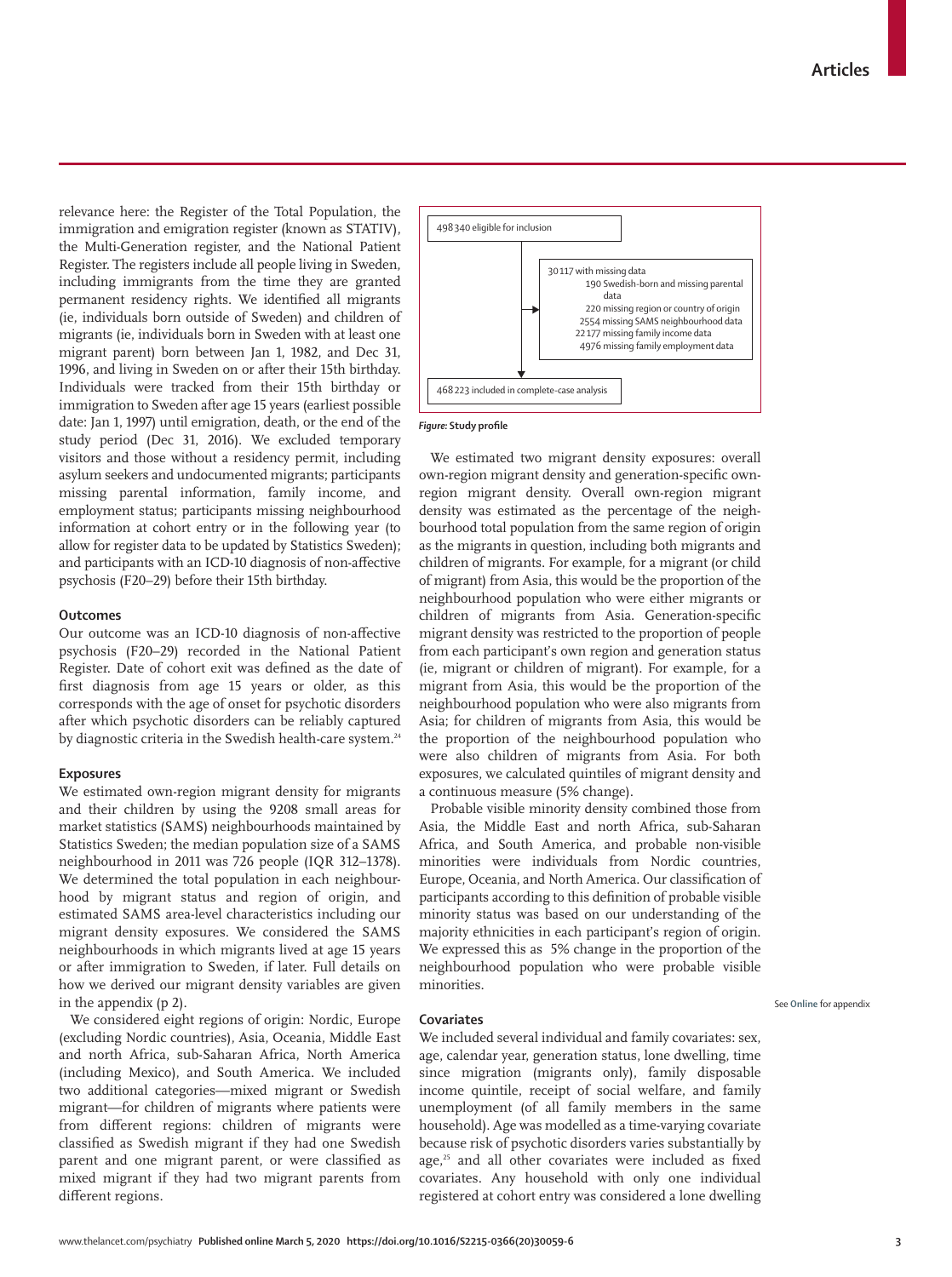relevance here: the Register of the Total Population, the immigration and emigration register (known as STATIV), the Multi-Generation register, and the National Patient Register. The registers include all people living in Sweden, including immigrants from the time they are granted permanent residency rights. We identified all migrants (ie, individuals born outside of Sweden) and children of migrants (ie, individuals born in Sweden with at least one migrant parent) born between Jan 1, 1982, and Dec 31, 1996, and living in Sweden on or after their 15th birthday. Individuals were tracked from their 15th birthday or immigration to Sweden after age 15 years (earliest possible date: Jan 1, 1997) until emigration, death, or the end of the study period (Dec 31, 2016). We excluded temporary visitors and those without a residency permit, including asylum seekers and undocumented migrants; participants missing parental information, family income, and employment status; participants missing neighbourhood information at cohort entry or in the following year (to allow for register data to be updated by Statistics Sweden); and participants with an ICD-10 diagnosis of non-affective psychosis (F20–29) before their 15th birthday.

### Outcomes

Our outcome was an ICD-10 diagnosis of non-affective psychosis (F20–29) recorded in the National Patient Register. Date of cohort exit was defined as the date of first diagnosis from age 15 years or older, as this corresponds with the age of onset for psychotic disorders after which psychotic disorders can be reliably captured by diagnostic criteria in the Swedish health-care system.[24]

### Exposures

We estimated own-region migrant density for migrants and their children by using the 9208 small areas for market statistics (SAMS) neighbourhoods maintained by Statistics Sweden; the median population size of a SAMS neighbourhood in 2011 was 726 people (IQR 312–1378). We determined the total population in each neighbourhood by migrant status and region of origin, and estimated SAMS area-level characteristics including our migrant density exposures. We considered the SAMS neighbourhoods in which migrants lived at age 15 years or after immigration to Sweden, if later. Full details on how we derived our migrant density variables are given in the appendix (p 2).

We considered eight regions of origin: Nordic, Europe (excluding Nordic countries), Asia, Oceania, Middle East and north Africa, sub-Saharan Africa, North America (including Mexico), and South America. We included two additional categories—mixed migrant or Swedish migrant—for children of migrants where patients were from different regions: children of migrants were classified as Swedish migrant if they had one Swedish parent and one migrant parent, or were classified as mixed migrant if they had two migrant parents from different regions.

498 340 eligible for inclusion

30 117 with missing data
- 190 Swedish-born and missing parental data
- 220 missing region or country of origin
- 2554 missing SAMS neighbourhood data
- 22 177 missing family income data
- 4976 missing family employment data

468 223 included in complete-case analysis

*Figure:* **Study profile**

We estimated two migrant density exposures: overall own-region migrant density and generation-specific own-region migrant density. Overall own-region migrant density was estimated as the percentage of the neighbourhood total population from the same region of origin as the migrants in question, including both migrants and children of migrants. For example, for a migrant (or child of migrant) from Asia, this would be the proportion of the neighbourhood population who were either migrants or children of migrants from Asia. Generation-specific migrant density was restricted to the proportion of people from each participant's own region and generation status (ie, migrant or children of migrant). For example, for a migrant from Asia, this would be the proportion of the neighbourhood population who were also migrants from Asia; for children of migrants from Asia, this would be the proportion of the neighbourhood population who were also children of migrants from Asia. For both exposures, we calculated quintiles of migrant density and a continuous measure (5% change).

Probable visible minority density combined those from Asia, the Middle East and north Africa, sub-Saharan Africa, and South America, and probable non-visible minorities were individuals from Nordic countries, Europe, Oceania, and North America. Our classification of participants according to this definition of probable visible minority status was based on our understanding of the majority ethnicities in each participant's region of origin. We expressed this as 5% change in the proportion of the neighbourhood population who were probable visible minorities.

See **Online** for appendix

### Covariates

We included several individual and family covariates: sex, age, calendar year, generation status, lone dwelling, time since migration (migrants only), family disposable income quintile, receipt of social welfare, and family unemployment (of all family members in the same household). Age was modelled as a time-varying covariate because risk of psychotic disorders varies substantially by age,[25] and all other covariates were included as fixed covariates. Any household with only one individual registered at cohort entry was considered a lone dwelling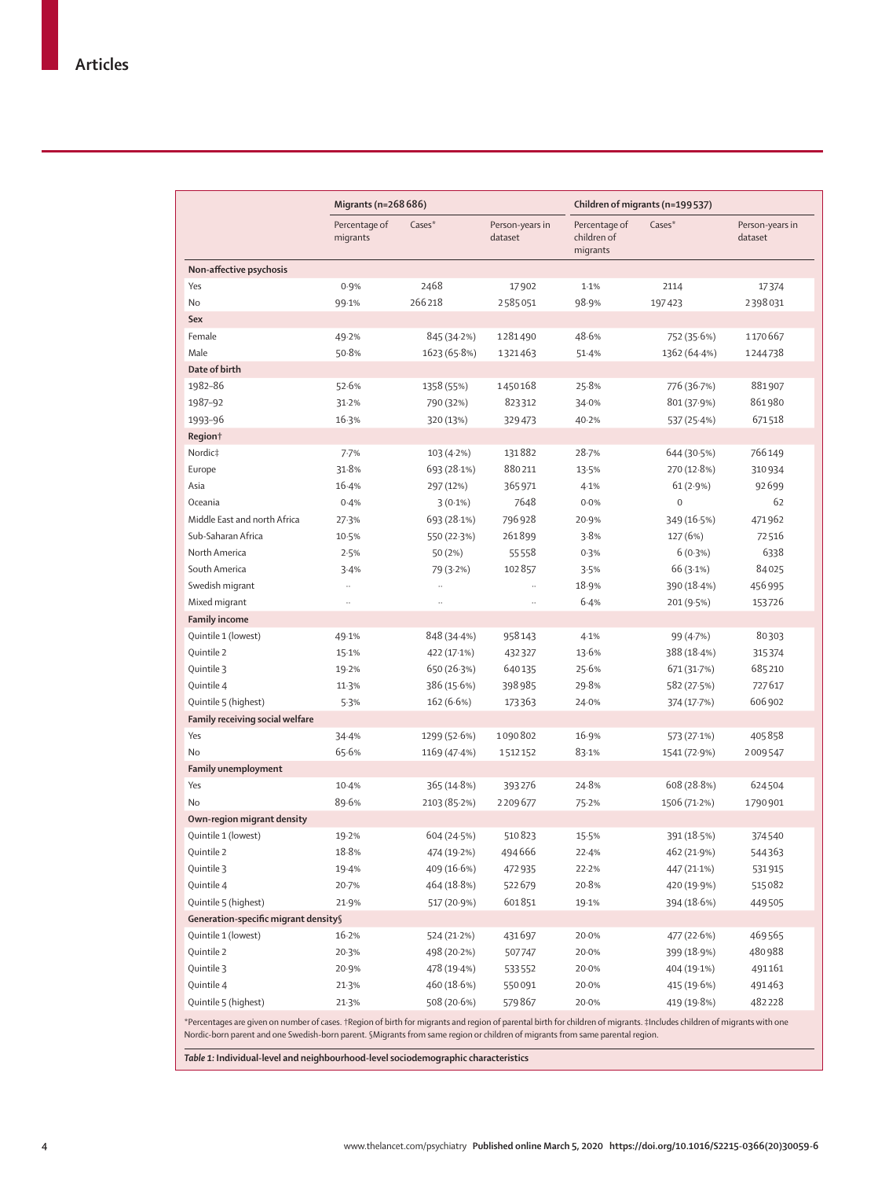| | Migrants (n=268 686) | | | Children of migrants (n=199 537) | | |
|---|---|---|---|---|---|---|
| | Percentage of migrants | Cases* | Person-years in dataset | Percentage of children of migrants | Cases* | Person-years in dataset |
| **Non-affective psychosis** | | | | | | |
| Yes | 0·9% | 2468 | 17 902 | 1·1% | 2114 | 17 374 |
| No | 99·1% | 266 218 | 2 585 051 | 98·9% | 197 423 | 2 398 031 |
| **Sex** | | | | | | |
| Female | 49·2% | 845 (34·2%) | 1 281 490 | 48·6% | 752 (35·6%) | 1 170 667 |
| Male | 50·8% | 1623 (65·8%) | 1 321 463 | 51·4% | 1362 (64·4%) | 1 244 738 |
| **Date of birth** | | | | | | |
| 1982–86 | 52·6% | 1358 (55%) | 1 450 168 | 25·8% | 776 (36·7%) | 881 907 |
| 1987–92 | 31·2% | 790 (32%) | 823 312 | 34·0% | 801 (37·9%) | 861 980 |
| 1993–96 | 16·3% | 320 (13%) | 329 473 | 40·2% | 537 (25·4%) | 671 518 |
| **Region†** | | | | | | |
| Nordic‡ | 7·7% | 103 (4·2%) | 131 882 | 28·7% | 644 (30·5%) | 766 149 |
| Europe | 31·8% | 693 (28·1%) | 880 211 | 13·5% | 270 (12·8%) | 310 934 |
| Asia | 16·4% | 297 (12%) | 365 971 | 4·1% | 61 (2·9%) | 92 699 |
| Oceania | 0·4% | 3 (0·1%) | 7648 | 0·0% | 0 | 62 |
| Middle East and north Africa | 27·3% | 693 (28·1%) | 796 928 | 20·9% | 349 (16·5%) | 471 962 |
| Sub-Saharan Africa | 10·5% | 550 (22·3%) | 261 899 | 3·8% | 127 (6%) | 72 516 |
| North America | 2·5% | 50 (2%) | 55 558 | 0·3% | 6 (0·3%) | 6338 |
| South America | 3·4% | 79 (3·2%) | 102 857 | 3·5% | 66 (3·1%) | 84 025 |
| Swedish migrant | .. | .. | .. | 18·9% | 390 (18·4%) | 456 995 |
| Mixed migrant | .. | .. | .. | 6·4% | 201 (9·5%) | 153 726 |
| **Family income** | | | | | | |
| Quintile 1 (lowest) | 49·1% | 848 (34·4%) | 958 143 | 4·1% | 99 (4·7%) | 80 303 |
| Quintile 2 | 15·1% | 422 (17·1%) | 432 327 | 13·6% | 388 (18·4%) | 315 374 |
| Quintile 3 | 19·2% | 650 (26·3%) | 640 135 | 25·6% | 671 (31·7%) | 685 210 |
| Quintile 4 | 11·3% | 386 (15·6%) | 398 985 | 29·8% | 582 (27·5%) | 727 617 |
| Quintile 5 (highest) | 5·3% | 162 (6·6%) | 173 363 | 24·0% | 374 (17·7%) | 606 902 |
| **Family receiving social welfare** | | | | | | |
| Yes | 34·4% | 1299 (52·6%) | 1 090 802 | 16·9% | 573 (27·1%) | 405 858 |
| No | 65·6% | 1169 (47·4%) | 1 512 152 | 83·1% | 1541 (72·9%) | 2 009 547 |
| **Family unemployment** | | | | | | |
| Yes | 10·4% | 365 (14·8%) | 393 276 | 24·8% | 608 (28·8%) | 624 504 |
| No | 89·6% | 2103 (85·2%) | 2 209 677 | 75·2% | 1506 (71·2%) | 1 790 901 |
| **Own-region migrant density** | | | | | | |
| Quintile 1 (lowest) | 19·2% | 604 (24·5%) | 510 823 | 15·5% | 391 (18·5%) | 374 540 |
| Quintile 2 | 18·8% | 474 (19·2%) | 494 666 | 22·4% | 462 (21·9%) | 544 363 |
| Quintile 3 | 19·4% | 409 (16·6%) | 472 935 | 22·2% | 447 (21·1%) | 531 915 |
| Quintile 4 | 20·7% | 464 (18·8%) | 522 679 | 20·8% | 420 (19·9%) | 515 082 |
| Quintile 5 (highest) | 21·9% | 517 (20·9%) | 601 851 | 19·1% | 394 (18·6%) | 449 505 |
| **Generation-specific migrant density§** | | | | | | |
| Quintile 1 (lowest) | 16·2% | 524 (21·2%) | 431 697 | 20·0% | 477 (22·6%) | 469 565 |
| Quintile 2 | 20·3% | 498 (20·2%) | 507 747 | 20·0% | 399 (18·9%) | 480 988 |
| Quintile 3 | 20·9% | 478 (19·4%) | 533 552 | 20·0% | 404 (19·1%) | 491 161 |
| Quintile 4 | 21·3% | 460 (18·6%) | 550 091 | 20·0% | 415 (19·6%) | 491 463 |
| Quintile 5 (highest) | 21·3% | 508 (20·6%) | 579 867 | 20·0% | 419 (19·8%) | 482 228 |

*Percentages are given on number of cases. †Region of birth for migrants and region of parental birth for children of migrants. ‡Includes children of migrants with one Nordic-born parent and one Swedish-born parent. §Migrants from same region or children of migrants from same parental region.

*Table 1:* **Individual-level and neighbourhood-level sociodemographic characteristics**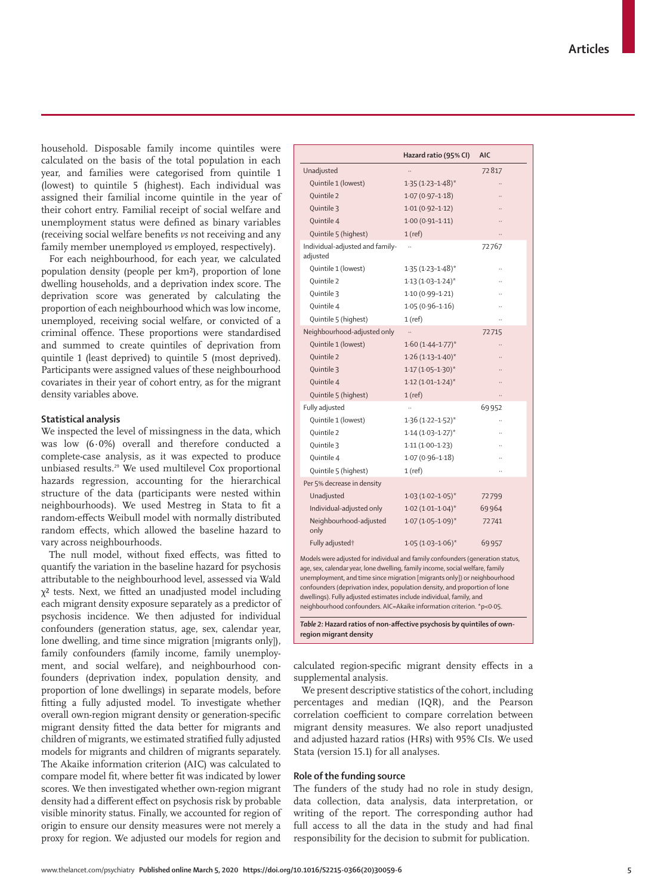household. Disposable family income quintiles were calculated on the basis of the total population in each year, and families were categorised from quintile 1 (lowest) to quintile 5 (highest). Each individual was assigned their familial income quintile in the year of their cohort entry. Familial receipt of social welfare and unemployment status were defined as binary variables (receiving social welfare benefits *vs* not receiving and any family member unemployed *vs* employed, respectively).

For each neighbourhood, for each year, we calculated population density (people per km²), proportion of lone dwelling households, and a deprivation index score. The deprivation score was generated by calculating the proportion of each neighbourhood which was low income, unemployed, receiving social welfare, or convicted of a criminal offence. These proportions were standardised and summed to create quintiles of deprivation from quintile 1 (least deprived) to quintile 5 (most deprived). Participants were assigned values of these neighbourhood covariates in their year of cohort entry, as for the migrant density variables above.

### Statistical analysis

We inspected the level of missingness in the data, which was low (6·0%) overall and therefore conducted a complete-case analysis, as it was expected to produce unbiased results.[29] We used multilevel Cox proportional hazards regression, accounting for the hierarchical structure of the data (participants were nested within neighbourhoods). We used Mestreg in Stata to fit a random-effects Weibull model with normally distributed random effects, which allowed the baseline hazard to vary across neighbourhoods.

The null model, without fixed effects, was fitted to quantify the variation in the baseline hazard for psychosis attributable to the neighbourhood level, assessed via Wald $\chi^2$ tests. Next, we fitted an unadjusted model including each migrant density exposure separately as a predictor of psychosis incidence. We then adjusted for individual confounders (generation status, age, sex, calendar year, lone dwelling, and time since migration [migrants only]), family confounders (family income, family unemployment, and social welfare), and neighbourhood confounders (deprivation index, population density, and proportion of lone dwellings) in separate models, before fitting a fully adjusted model. To investigate whether overall own-region migrant density or generation-specific migrant density fitted the data better for migrants and children of migrants, we estimated stratified fully adjusted models for migrants and children of migrants separately. The Akaike information criterion (AIC) was calculated to compare model fit, where better fit was indicated by lower scores. We then investigated whether own-region migrant density had a different effect on psychosis risk by probable visible minority status. Finally, we accounted for region of origin to ensure our density measures were not merely a proxy for region. We adjusted our models for region and calculated region-specific migrant density effects in a supplemental analysis.

| | Hazard ratio (95% CI) | AIC |
|---|---|---|
| Unadjusted | .. | 72 817 |
| Quintile 1 (lowest) | 1·35 (1·23–1·48)* | .. |
| Quintile 2 | 1·07 (0·97–1·18) | .. |
| Quintile 3 | 1·01 (0·92–1·12) | .. |
| Quintile 4 | 1·00 (0·91–1·11) | .. |
| Quintile 5 (highest) | 1 (ref) | .. |
| Individual-adjusted and family-adjusted | .. | 72 767 |
| Quintile 1 (lowest) | 1·35 (1·23–1·48)* | .. |
| Quintile 2 | 1·13 (1·03–1·24)* | .. |
| Quintile 3 | 1·10 (0·99–1·21) | .. |
| Quintile 4 | 1·05 (0·96–1·16) | .. |
| Quintile 5 (highest) | 1 (ref) | .. |
| Neighbourhood-adjusted only | .. | 72 715 |
| Quintile 1 (lowest) | 1·60 (1·44–1·77)* | .. |
| Quintile 2 | 1·26 (1·13–1·40)* | .. |
| Quintile 3 | 1·17 (1·05–1·30)* | .. |
| Quintile 4 | 1·12 (1·01–1·24)* | .. |
| Quintile 5 (highest) | 1 (ref) | .. |
| Fully adjusted | .. | 69 952 |
| Quintile 1 (lowest) | 1·36 (1·22–1·52)* | .. |
| Quintile 2 | 1·14 (1·03–1·27)* | .. |
| Quintile 3 | 1·11 (1·00–1·23) | .. |
| Quintile 4 | 1·07 (0·96–1·18) | .. |
| Quintile 5 (highest) | 1 (ref) | .. |
| Per 5% decrease in density | | |
| Unadjusted | 1·03 (1·02–1·05)* | 72 799 |
| Individual-adjusted only | 1·02 (1·01–1·04)* | 69 964 |
| Neighbourhood-adjusted only | 1·07 (1·05–1·09)* | 72 741 |
| Fully adjusted† | 1·05 (1·03–1·06)* | 69 957 |

Models were adjusted for individual and family confounders (generation status, age, sex, calendar year, lone dwelling, family income, social welfare, family unemployment, and time since migration [migrants only]) or neighbourhood confounders (deprivation index, population density, and proportion of lone dwellings). Fully adjusted estimates include individual, family, and neighbourhood confounders. AIC=Akaike information criterion. *p<0·05.

***Table 2:*** **Hazard ratios of non-affective psychosis by quintiles of own-region migrant density**

We present descriptive statistics of the cohort, including percentages and median (IQR), and the Pearson correlation coefficient to compare correlation between migrant density measures. We also report unadjusted and adjusted hazard ratios (HRs) with 95% CIs. We used Stata (version 15.1) for all analyses.

### Role of the funding source

The funders of the study had no role in study design, data collection, data analysis, data interpretation, or writing of the report. The corresponding author had full access to all the data in the study and had final responsibility for the decision to submit for publication.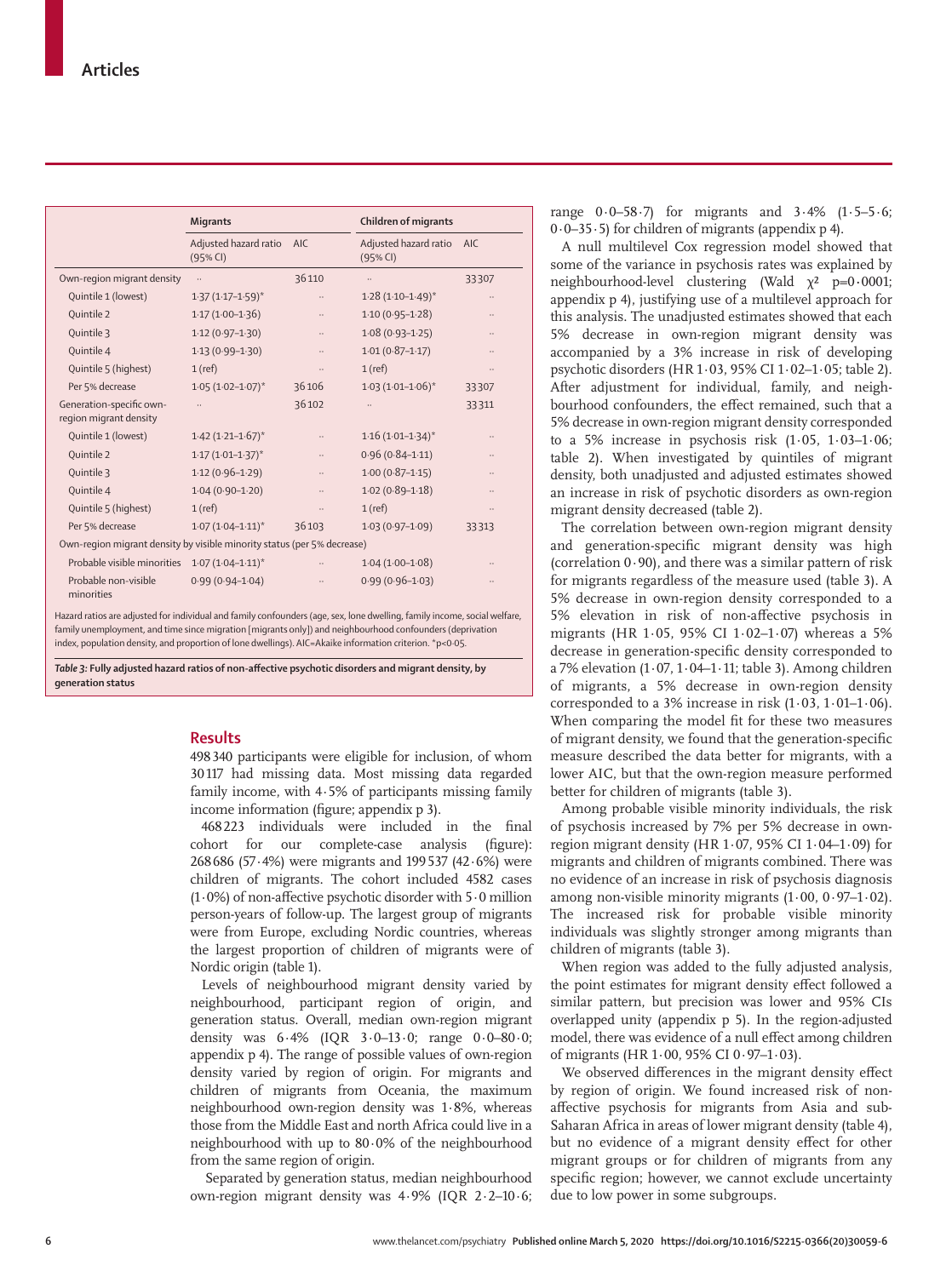| | Migrants | | Children of migrants | |
|---|---|---|---|---|
| | Adjusted hazard ratio (95% CI) | AIC | Adjusted hazard ratio (95% CI) | AIC |
| Own-region migrant density | .. | 36110 | .. | 33307 |
| Quintile 1 (lowest) | 1·37 (1·17–1·59)* | .. | 1·28 (1·10–1·49)* | .. |
| Quintile 2 | 1·17 (1·00–1·36) | .. | 1·10 (0·95–1·28) | .. |
| Quintile 3 | 1·12 (0·97–1·30) | .. | 1·08 (0·93–1·25) | .. |
| Quintile 4 | 1·13 (0·99–1·30) | .. | 1·01 (0·87–1·17) | .. |
| Quintile 5 (highest) | 1 (ref) | .. | 1 (ref) | .. |
| Per 5% decrease | 1·05 (1·02–1·07)* | 36106 | 1·03 (1·01–1·06)* | 33307 |
| Generation-specific own-region migrant density | .. | 36102 | .. | 33311 |
| Quintile 1 (lowest) | 1·42 (1·21–1·67)* | .. | 1·16 (1·01–1·34)* | .. |
| Quintile 2 | 1·17 (1·01–1·37)* | .. | 0·96 (0·84–1·11) | .. |
| Quintile 3 | 1·12 (0·96–1·29) | .. | 1·00 (0·87–1·15) | .. |
| Quintile 4 | 1·04 (0·90–1·20) | .. | 1·02 (0·89–1·18) | .. |
| Quintile 5 (highest) | 1 (ref) | .. | 1 (ref) | .. |
| Per 5% decrease | 1·07 (1·04–1·11)* | 36103 | 1·03 (0·97–1·09) | 33313 |
| Own-region migrant density by visible minority status (per 5% decrease) | | | | |
| Probable visible minorities | 1·07 (1·04–1·11)* | .. | 1·04 (1·00–1·08) | .. |
| Probable non-visible minorities | 0·99 (0·94–1·04) | .. | 0·99 (0·96–1·03) | .. |

Hazard ratios are adjusted for individual and family confounders (age, sex, lone dwelling, family income, social welfare, family unemployment, and time since migration [migrants only]) and neighbourhood confounders (deprivation index, population density, and proportion of lone dwellings). AIC=Akaike information criterion. *p<0·05.

*Table 3:* **Fully adjusted hazard ratios of non-affective psychotic disorders and migrant density, by generation status**

## Results

498 340 participants were eligible for inclusion, of whom 30 117 had missing data. Most missing data regarded family income, with 4·5% of participants missing family income information (figure; appendix p 3).

468 223 individuals were included in the final cohort for our complete-case analysis (figure): 268 686 (57·4%) were migrants and 199 537 (42·6%) were children of migrants. The cohort included 4582 cases (1·0%) of non-affective psychotic disorder with 5·0 million person-years of follow-up. The largest group of migrants were from Europe, excluding Nordic countries, whereas the largest proportion of children of migrants were of Nordic origin (table 1).

Levels of neighbourhood migrant density varied by neighbourhood, participant region of origin, and generation status. Overall, median own-region migrant density was 6·4% (IQR 3·0–13·0; range 0·0–80·0; appendix p 4). The range of possible values of own-region density varied by region of origin. For migrants and children of migrants from Oceania, the maximum neighbourhood own-region density was 1·8%, whereas those from the Middle East and north Africa could live in a neighbourhood with up to 80·0% of the neighbourhood from the same region of origin.

Separated by generation status, median neighbourhood own-region migrant density was 4·9% (IQR 2·2–10·6; range 0·0–58·7) for migrants and 3·4% (1·5–5·6; 0·0–35·5) for children of migrants (appendix p 4).

A null multilevel Cox regression model showed that some of the variance in psychosis rates was explained by neighbourhood-level clustering (Wald $\chi^2$ p=0·0001; appendix p 4), justifying use of a multilevel approach for this analysis. The unadjusted estimates showed that each 5% decrease in own-region migrant density was accompanied by a 3% increase in risk of developing psychotic disorders (HR 1·03, 95% CI 1·02–1·05; table 2). After adjustment for individual, family, and neighbourhood confounders, the effect remained, such that a 5% decrease in own-region migrant density corresponded to a 5% increase in psychosis risk (1·05, 1·03–1·06; table 2). When investigated by quintiles of migrant density, both unadjusted and adjusted estimates showed an increase in risk of psychotic disorders as own-region migrant density decreased (table 2).

The correlation between own-region migrant density and generation-specific migrant density was high (correlation 0·90), and there was a similar pattern of risk for migrants regardless of the measure used (table 3). A 5% decrease in own-region density corresponded to a 5% elevation in risk of non-affective psychosis in migrants (HR 1·05, 95% CI 1·02–1·07) whereas a 5% decrease in generation-specific density corresponded to a 7% elevation (1·07, 1·04–1·11; table 3). Among children of migrants, a 5% decrease in own-region density corresponded to a 3% increase in risk (1·03, 1·01–1·06). When comparing the model fit for these two measures of migrant density, we found that the generation-specific measure described the data better for migrants, with a lower AIC, but that the own-region measure performed better for children of migrants (table 3).

Among probable visible minority individuals, the risk of psychosis increased by 7% per 5% decrease in own-region migrant density (HR 1·07, 95% CI 1·04–1·09) for migrants and children of migrants combined. There was no evidence of an increase in risk of psychosis diagnosis among non-visible minority migrants (1·00, 0·97–1·02). The increased risk for probable visible minority individuals was slightly stronger among migrants than children of migrants (table 3).

When region was added to the fully adjusted analysis, the point estimates for migrant density effect followed a similar pattern, but precision was lower and 95% CIs overlapped unity (appendix p 5). In the region-adjusted model, there was evidence of a null effect among children of migrants (HR 1·00, 95% CI 0·97–1·03).

We observed differences in the migrant density effect by region of origin. We found increased risk of non-affective psychosis for migrants from Asia and sub-Saharan Africa in areas of lower migrant density (table 4), but no evidence of a migrant density effect for other migrant groups or for children of migrants from any specific region; however, we cannot exclude uncertainty due to low power in some subgroups.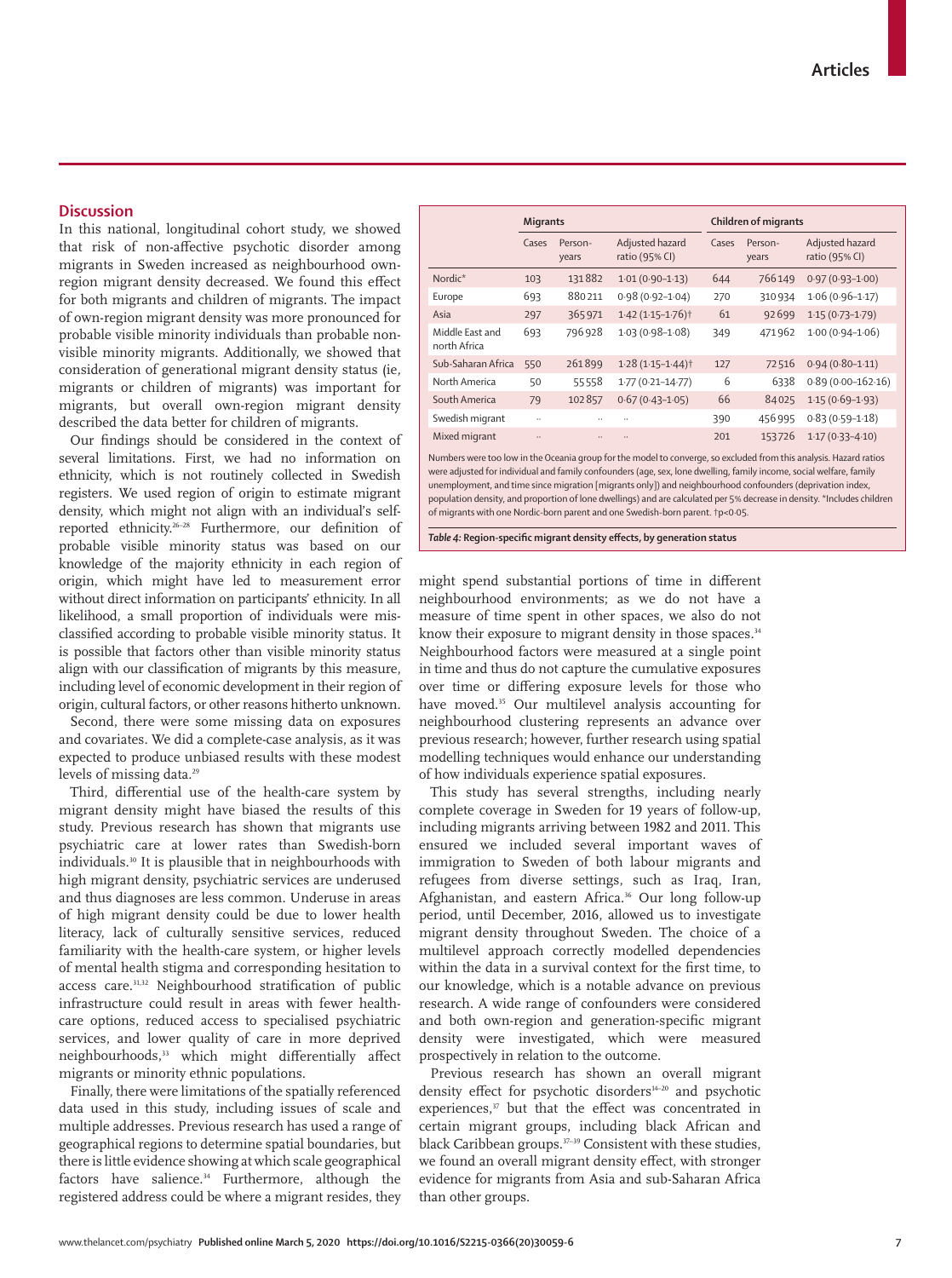## Discussion

In this national, longitudinal cohort study, we showed that risk of non-affective psychotic disorder among migrants in Sweden increased as neighbourhood own-region migrant density decreased. We found this effect for both migrants and children of migrants. The impact of own-region migrant density was more pronounced for probable visible minority individuals than probable non-visible minority migrants. Additionally, we showed that consideration of generational migrant density status (ie, migrants or children of migrants) was important for migrants, but overall own-region migrant density described the data better for children of migrants.

Our findings should be considered in the context of several limitations. First, we had no information on ethnicity, which is not routinely collected in Swedish registers. We used region of origin to estimate migrant density, which might not align with an individual's self-reported ethnicity.[26–28] Furthermore, our definition of probable visible minority status was based on our knowledge of the majority ethnicity in each region of origin, which might have led to measurement error without direct information on participants' ethnicity. In all likelihood, a small proportion of individuals were misclassified according to probable visible minority status. It is possible that factors other than visible minority status align with our classification of migrants by this measure, including level of economic development in their region of origin, cultural factors, or other reasons hitherto unknown.

Second, there were some missing data on exposures and covariates. We did a complete-case analysis, as it was expected to produce unbiased results with these modest levels of missing data.[29]

Third, differential use of the health-care system by migrant density might have biased the results of this study. Previous research has shown that migrants use psychiatric care at lower rates than Swedish-born individuals.[30] It is plausible that in neighbourhoods with high migrant density, psychiatric services are underused and thus diagnoses are less common. Underuse in areas of high migrant density could be due to lower health literacy, lack of culturally sensitive services, reduced familiarity with the health-care system, or higher levels of mental health stigma and corresponding hesitation to access care.[31,32] Neighbourhood stratification of public infrastructure could result in areas with fewer health-care options, reduced access to specialised psychiatric services, and lower quality of care in more deprived neighbourhoods,[33] which might differentially affect migrants or minority ethnic populations.

Finally, there were limitations of the spatially referenced data used in this study, including issues of scale and multiple addresses. Previous research has used a range of geographical regions to determine spatial boundaries, but there is little evidence showing at which scale geographical factors have salience.[34] Furthermore, although the registered address could be where a migrant resides, they might spend substantial portions of time in different neighbourhood environments; as we do not have a measure of time spent in other spaces, we also do not know their exposure to migrant density in those spaces.[34] Neighbourhood factors were measured at a single point in time and thus do not capture the cumulative exposures over time or differing exposure levels for those who have moved.[35] Our multilevel analysis accounting for neighbourhood clustering represents an advance over previous research; however, further research using spatial modelling techniques would enhance our understanding of how individuals experience spatial exposures.

This study has several strengths, including nearly complete coverage in Sweden for 19 years of follow-up, including migrants arriving between 1982 and 2011. This ensured we included several important waves of immigration to Sweden of both labour migrants and refugees from diverse settings, such as Iraq, Iran, Afghanistan, and eastern Africa.[36] Our long follow-up period, until December, 2016, allowed us to investigate migrant density throughout Sweden. The choice of a multilevel approach correctly modelled dependencies within the data in a survival context for the first time, to our knowledge, which is a notable advance on previous research. A wide range of confounders were considered and both own-region and generation-specific migrant density were investigated, which were measured prospectively in relation to the outcome.

Previous research has shown an overall migrant density effect for psychotic disorders[14–20] and psychotic experiences,[37] but that the effect was concentrated in certain migrant groups, including black African and black Caribbean groups.[37–39] Consistent with these studies, we found an overall migrant density effect, with stronger evidence for migrants from Asia and sub-Saharan Africa than other groups.

| | Migrants | | | Children of migrants | | |
|---|---|---|---|---|---|---|
| | Cases | Person-years | Adjusted hazard ratio (95% CI) | Cases | Person-years | Adjusted hazard ratio (95% CI) |
| Nordic* | 103 | 131 882 | 1·01 (0·90–1·13) | 644 | 766 149 | 0·97 (0·93–1·00) |
| Europe | 693 | 880 211 | 0·98 (0·92–1·04) | 270 | 310 934 | 1·06 (0·96–1·17) |
| Asia | 297 | 365 971 | 1·42 (1·15–1·76)† | 61 | 92 699 | 1·15 (0·73–1·79) |
| Middle East and north Africa | 693 | 796 928 | 1·03 (0·98–1·08) | 349 | 471 962 | 1·00 (0·94–1·06) |
| Sub-Saharan Africa | 550 | 261 899 | 1·28 (1·15–1·44)† | 127 | 72 516 | 0·94 (0·80–1·11) |
| North America | 50 | 55 558 | 1·77 (0·21–14·77) | 6 | 6338 | 0·89 (0·00–162·16) |
| South America | 79 | 102 857 | 0·67 (0·43–1·05) | 66 | 84 025 | 1·15 (0·69–1·93) |
| Swedish migrant | .. | .. | .. | 390 | 456 995 | 0·83 (0·59–1·18) |
| Mixed migrant | .. | .. | .. | 201 | 153 726 | 1·17 (0·33–4·10) |

Numbers were too low in the Oceania group for the model to converge, so excluded from this analysis. Hazard ratios were adjusted for individual and family confounders (age, sex, lone dwelling, family income, social welfare, family unemployment, and time since migration [migrants only]) and neighbourhood confounders (deprivation index, population density, and proportion of lone dwellings) and are calculated per 5% decrease in density. *Includes children of migrants with one Nordic-born parent and one Swedish-born parent. †p<0·05.

*Table 4:* **Region-specific migrant density effects, by generation status**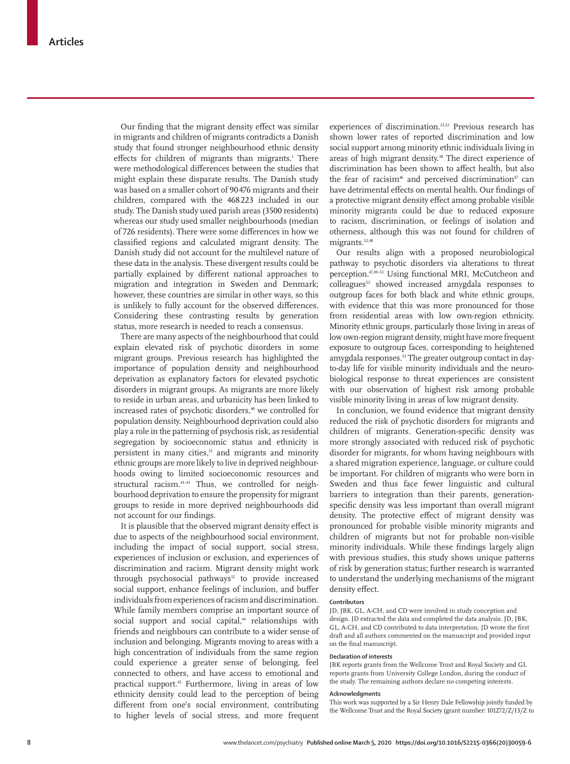Our finding that the migrant density effect was similar in migrants and children of migrants contradicts a Danish study that found stronger neighbourhood ethnic density effects for children of migrants than migrants.[1] There were methodological differences between the studies that might explain these disparate results. The Danish study was based on a smaller cohort of 90 476 migrants and their children, compared with the 468 223 included in our study. The Danish study used parish areas (3500 residents) whereas our study used smaller neighbourhoods (median of 726 residents). There were some differences in how we classified regions and calculated migrant density. The Danish study did not account for the multilevel nature of these data in the analysis. These divergent results could be partially explained by different national approaches to migration and integration in Sweden and Denmark; however, these countries are similar in other ways, so this is unlikely to fully account for the observed differences. Considering these contrasting results by generation status, more research is needed to reach a consensus.

There are many aspects of the neighbourhood that could explain elevated risk of psychotic disorders in some migrant groups. Previous research has highlighted the importance of population density and neighbourhood deprivation as explanatory factors for elevated psychotic disorders in migrant groups. As migrants are more likely to reside in urban areas, and urbanicity has been linked to increased rates of psychotic disorders,[40] we controlled for population density. Neighbourhood deprivation could also play a role in the patterning of psychosis risk, as residential segregation by socioeconomic status and ethnicity is persistent in many cities,[13] and migrants and minority ethnic groups are more likely to live in deprived neighbourhoods owing to limited socioeconomic resources and structural racism.[41–43] Thus, we controlled for neighbourhood deprivation to ensure the propensity for migrant groups to reside in more deprived neighbourhoods did not account for our findings.

It is plausible that the observed migrant density effect is due to aspects of the neighbourhood social environment, including the impact of social support, social stress, experiences of inclusion or exclusion, and experiences of discrimination and racism. Migrant density might work through psychosocial pathways[12] to provide increased social support, enhance feelings of inclusion, and buffer individuals from experiences of racism and discrimination. While family members comprise an important source of social support and social capital,[44] relationships with friends and neighbours can contribute to a wider sense of inclusion and belonging. Migrants moving to areas with a high concentration of individuals from the same region could experience a greater sense of belonging, feel connected to others, and have access to emotional and practical support.[45] Furthermore, living in areas of low ethnicity density could lead to the perception of being different from one's social environment, contributing to higher levels of social stress, and more frequent experiences of discrimination.[21,22] Previous research has shown lower rates of reported discrimination and low social support among minority ethnic individuals living in areas of high migrant density.[38] The direct experience of discrimination has been shown to affect health, but also the fear of racism[46] and perceived discrimination[47] can have detrimental effects on mental health. Our findings of a protective migrant density effect among probable visible minority migrants could be due to reduced exposure to racism, discrimination, or feelings of isolation and otherness, although this was not found for children of migrants.[22,48]

Our results align with a proposed neurobiological pathway to psychotic disorders via alterations to threat perception.[47,49–51] Using functional MRI, McCutcheon and colleagues[52] showed increased amygdala responses to outgroup faces for both black and white ethnic groups, with evidence that this was more pronounced for those from residential areas with low own-region ethnicity. Minority ethnic groups, particularly those living in areas of low own-region migrant density, might have more frequent exposure to outgroup faces, corresponding to heightened amygdala responses.[53] The greater outgroup contact in day-to-day life for visible minority individuals and the neurobiological response to threat experiences are consistent with our observation of highest risk among probable visible minority living in areas of low migrant density.

In conclusion, we found evidence that migrant density reduced the risk of psychotic disorders for migrants and children of migrants. Generation-specific density was more strongly associated with reduced risk of psychotic disorder for migrants, for whom having neighbours with a shared migration experience, language, or culture could be important. For children of migrants who were born in Sweden and thus face fewer linguistic and cultural barriers to integration than their parents, generation-specific density was less important than overall migrant density. The protective effect of migrant density was pronounced for probable visible minority migrants and children of migrants but not for probable non-visible minority individuals. While these findings largely align with previous studies, this study shows unique patterns of risk by generation status; further research is warranted to understand the underlying mechanisms of the migrant density effect.

#### Contributors

JD, JBK, GL, A-CH, and CD were involved in study conception and design. JD extracted the data and completed the data analysis. JD, JBK, GL, A-CH, and CD contributed to data interpretation. JD wrote the first draft and all authors commented on the manuscript and provided input on the final manuscript.

#### Declaration of interests

JBK reports grants from the Wellcome Trust and Royal Society and GL reports grants from University College London, during the conduct of the study. The remaining authors declare no competing interests.

#### Acknowledgments

This work was supported by a Sir Henry Dale Fellowship jointly funded by the Wellcome Trust and the Royal Society (grant number: 101272/Z/13/Z to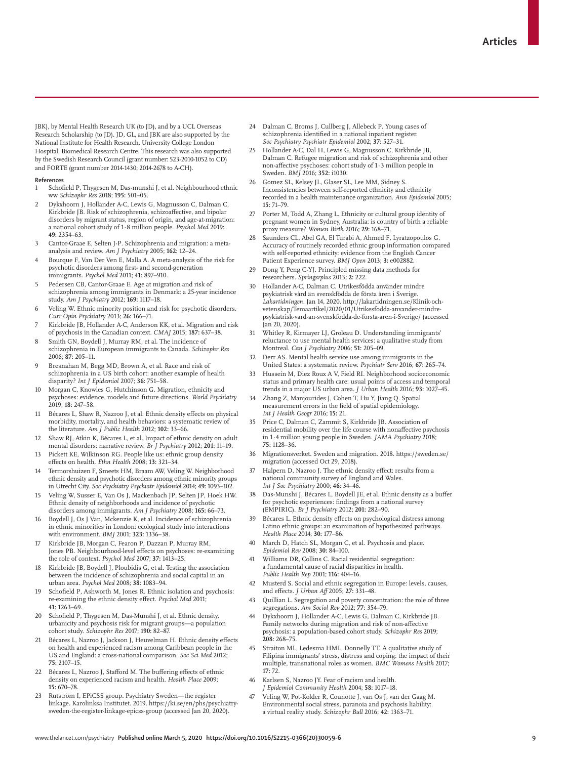JBK), by Mental Health Research UK (to JD), and by a UCL Overseas Research Scholarship (to JD). JD, GL, and JBK are also supported by the National Institute for Health Research, University College London Hospital, Biomedical Research Centre. This research was also supported by the Swedish Research Council (grant number: 523-2010-1052 to CD) and FORTE (grant number 2014-1430; 2014-2678 to A-CH).

**References**

1. Schofield P, Thygesen M, Das-munshi J, et al. Neighbourhood ethnic ww *Schizophr Res* 2018; **195:** 501–05.
2. Dykxhoorn J, Hollander A-C, Lewis G, Magnusson C, Dalman C, Kirkbride JB. Risk of schizophrenia, schizoaffective, and bipolar disorders by migrant status, region of origin, and age-at-migration: a national cohort study of 1·8 million people. *Psychol Med* 2019: **49:** 2354–63.
3. Cantor-Graae E, Selten J-P. Schizophrenia and migration: a meta-analysis and review. *Am J Psychiatry* 2005; **162:** 12–24.
4. Bourque F, Van Der Ven E, Malla A. A meta-analysis of the risk for psychotic disorders among first- and second-generation immigrants. *Psychol Med* 2011; **41:** 897–910.
5. Pedersen CB, Cantor-Graae E. Age at migration and risk of schizophrenia among immigrants in Denmark: a 25-year incidence study. *Am J Psychiatry* 2012; **169:** 1117–18.
6. Veling W. Ethnic minority position and risk for psychotic disorders. *Curr Opin Psychiatry* 2013; **26:** 166–71.
7. Kirkbride JB, Hollander A-C, Anderson KK, et al. Migration and risk of psychosis in the Canadian context. *CMAJ* 2015; **187:** 637–38.
8. Smith GN, Boydell J, Murray RM, et al. The incidence of schizophrenia in European immigrants to Canada. *Schizophr Res* 2006; **87:** 205–11.
9. Bresnahan M, Begg MD, Brown A, et al. Race and risk of schizophrenia in a US birth cohort: another example of health disparity? *Int J Epidemiol* 2007; **36:** 751–58.
10. Morgan C, Knowles G, Hutchinson G. Migration, ethnicity and psychoses: evidence, models and future directions. *World Psychiatry* 2019; **18:** 247–58.
11. Bécares L, Shaw R, Nazroo J, et al. Ethnic density effects on physical morbidity, mortality, and health behaviors: a systematic review of the literature. *Am J Public Health* 2012; **102:** 33–66.
12. Shaw RJ, Atkin K, Bécares L, et al. Impact of ethnic density on adult mental disorders: narrative review. *Br J Psychiatry* 2012; **201:** 11–19.
13. Pickett KE, Wilkinson RG. People like us: ethnic group density effects on health. *Ethn Health* 2008; **13:** 321–34.
14. Termorshuizen F, Smeets HM, Braam AW, Veling W. Neighborhood ethnic density and psychotic disorders among ethnic minority groups in Utrecht City. *Soc Psychiatry Psychiatr Epidemiol* 2014; **49:** 1093–102.
15. Veling W, Susser E, Van Os J, Mackenbach JP, Selten JP, Hoek HW. Ethnic density of neighborhoods and incidence of psychotic disorders among immigrants. *Am J Psychiatry* 2008; **165:** 66–73.
16. Boydell J, Os J Van, Mckenzie K, et al. Incidence of schizophrenia in ethnic minorities in London: ecological study into interactions with environment. *BMJ* 2001; **323:** 1336–38.
17. Kirkbride JB, Morgan C, Fearon P, Dazzan P, Murray RM, Jones PB. Neighbourhood-level effects on psychoses: re-examining the role of context. *Psychol Med* 2007; **37:** 1413–25.
18. Kirkbride JB, Boydell J, Ploubidis G, et al. Testing the association between the incidence of schizophrenia and social capital in an urban area. *Psychol Med* 2008; **38:** 1083–94.
19. Schofield P, Ashworth M, Jones R. Ethnic isolation and psychosis: re-examining the ethnic density effect. *Psychol Med* 2011; **41:** 1263–69.
20. Schofield P, Thygesen M, Das-Munshi J, et al. Ethnic density, urbanicity and psychosis risk for migrant groups—a population cohort study. *Schizophr Res* 2017; **190:** 82–87.
21. Bécares L, Nazroo J, Jackson J, Heuvelman H. Ethnic density effects on health and experienced racism among Caribbean people in the US and England: a cross-national comparison. *Soc Sci Med* 2012; **75:** 2107–15.
22. Bécares L, Nazroo J, Stafford M. The buffering effects of ethnic density on experienced racism and health. *Health Place* 2009; **15:** 670–78.
23. Rutström I, EPiCSS group. Psychiatry Sweden—the register linkage. Karolinksa Institutet. 2019. https://ki.se/en/phs/psychiatry-sweden-the-register-linkage-epicss-group (accessed Jan 20, 2020).
24. Dalman C, Broms J, Cullberg J, Allebeck P. Young cases of schizophrenia identified in a national inpatient register. *Soc Psychiatry Psychiatr Epidemiol* 2002; **37:** 527–31.
25. Hollander A-C, Dal H, Lewis G, Magnusson C, Kirkbride JB, Dalman C. Refugee migration and risk of schizophrenia and other non-affective psychoses: cohort study of 1·3 million people in Sweden. *BMJ* 2016; **352:** i1030.
26. Gomez SL, Kelsey JL, Glaser SL, Lee MM, Sidney S. Inconsistencies between self-reported ethnicity and ethnicity recorded in a health maintenance organization. *Ann Epidemiol* 2005; **15:** 71–79.
27. Porter M, Todd A, Zhang L. Ethnicity or cultural group identity of pregnant women in Sydney, Australia: is country of birth a reliable proxy measure? *Women Birth* 2016; **29:** 168–71.
28. Saunders CL, Abel GA, El Turabi A, Ahmed F, Lyratzopoulos G. Accuracy of routinely recorded ethnic group information compared with self-reported ethnicity: evidence from the English Cancer Patient Experience survey. *BMJ Open* 2013; **3:** e002882.
29. Dong Y, Peng C-YJ. Principled missing data methods for researchers. *Springerplus* 2013; **2:** 222.
30. Hollander A-C, Dalman C. Utrikesfödda använder mindre psykiatrisk vård än svenskfödda de första åren i Sverige. *Lakartidningen*. Jan 14, 2020. http://lakartidningen.se/Klinik-och-vetenskap/Temaartikel/2020/01/Utrikesfodda-anvander-mindre-psykiatrisk-vard-an-svenskfodda-de-forsta-aren-i-Sverige/ (accessed Jan 20, 2020).
31. Whitley R, Kirmayer LJ, Groleau D. Understanding immigrants' reluctance to use mental health services: a qualitative study from Montreal. *Can J Psychiatry* 2006; **51:** 205–09.
32. Derr AS. Mental health service use among immigrants in the United States: a systematic review. *Psychiatr Serv* 2016; **67:** 265–74.
33. Hussein M, Diez Roux A V, Field RI. Neighborhood socioeconomic status and primary health care: usual points of access and temporal trends in a major US urban area. *J Urban Health* 2016; **93:** 1027–45.
34. Zhang Z, Manjourides J, Cohen T, Hu Y, Jiang Q. Spatial measurement errors in the field of spatial epidemiology. *Int J Health Geogr* 2016; **15:** 21.
35. Price C, Dalman C, Zammit S, Kirkbride JB. Association of residential mobility over the life course with nonaffective psychosis in 1·4 million young people in Sweden. *JAMA Psychiatry* 2018; **75:** 1128–36.
36. Migrationsverket. Sweden and migration. 2018. https://sweden.se/migration (accessed Oct 29, 2018).
37. Halpern D, Nazroo J. The ethnic density effect: results from a national community survey of England and Wales. *Int J Soc Psychiatry* 2000; **46:** 34–46.
38. Das-Munshi J, Bécares L, Boydell JE, et al. Ethnic density as a buffer for psychotic experiences: findings from a national survey (EMPIRIC). *Br J Psychiatry* 2012; **201:** 282–90.
39. Bécares L. Ethnic density effects on psychological distress among Latino ethnic groups: an examination of hypothesized pathways. *Health Place* 2014; **30:** 177–86.
40. March D, Hatch SL, Morgan C, et al. Psychosis and place. *Epidemiol Rev* 2008; **30:** 84–100.
41. Williams DR, Collins C. Racial residential segregation: a fundamental cause of racial disparities in health. *Public Health Rep* 2001; **116:** 404–16.
42. Musterd S. Social and ethnic segregation in Europe: levels, causes, and effects. *J Urban Aff* 2005; **27:** 331–48.
43. Quillian L. Segregation and poverty concentration: the role of three segregations. *Am Sociol Rev* 2012; **77:** 354–79.
44. Dykxhoorn J, Hollander A-C, Lewis G, Dalman C, Kirkbride JB. Family networks during migration and risk of non-affective psychosis: a population-based cohort study. *Schizophr Res* 2019; **208:** 268–75.
45. Straiton ML, Ledesma HML, Donnelly TT. A qualitative study of Filipina immigrants' stress, distress and coping: the impact of their multiple, transnational roles as women. *BMC Womens Health* 2017; **17:** 72.
46. Karlsen S, Nazroo JY. Fear of racism and health. *J Epidemiol Community Health* 2004; **58:** 1017–18.
47. Veling W, Pot-Kolder R, Counotte J, van Os J, van der Gaag M. Environmental social stress, paranoia and psychosis liability: a virtual reality study. *Schizophr Bull* 2016; **42:** 1363–71.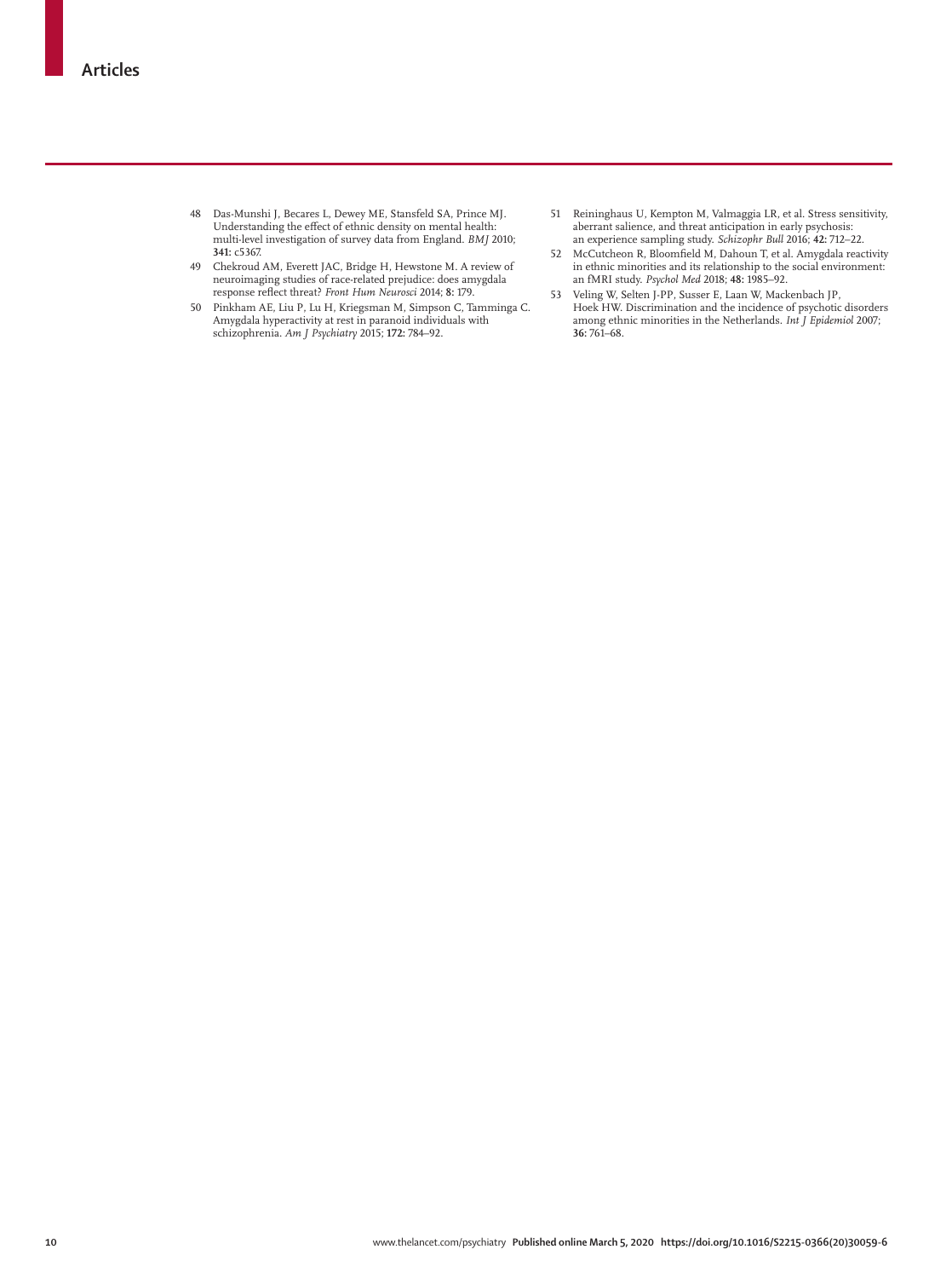48 Das-Munshi J, Becares L, Dewey ME, Stansfeld SA, Prince MJ. Understanding the effect of ethnic density on mental health: multi-level investigation of survey data from England. *BMJ* 2010; **341:** c5367.

49 Chekroud AM, Everett JAC, Bridge H, Hewstone M. A review of neuroimaging studies of race-related prejudice: does amygdala response reflect threat? *Front Hum Neurosci* 2014; **8:** 179.

50 Pinkham AE, Liu P, Lu H, Kriegsman M, Simpson C, Tamminga C. Amygdala hyperactivity at rest in paranoid individuals with schizophrenia. *Am J Psychiatry* 2015; **172:** 784–92.

51 Reininghaus U, Kempton M, Valmaggia LR, et al. Stress sensitivity, aberrant salience, and threat anticipation in early psychosis: an experience sampling study. *Schizophr Bull* 2016; **42:** 712–22.

52 McCutcheon R, Bloomfield M, Dahoun T, et al. Amygdala reactivity in ethnic minorities and its relationship to the social environment: an fMRI study. *Psychol Med* 2018; **48:** 1985–92.

53 Veling W, Selten J-PP, Susser E, Laan W, Mackenbach JP, Hoek HW. Discrimination and the incidence of psychotic disorders among ethnic minorities in the Netherlands. *Int J Epidemiol* 2007; **36:** 761–68.